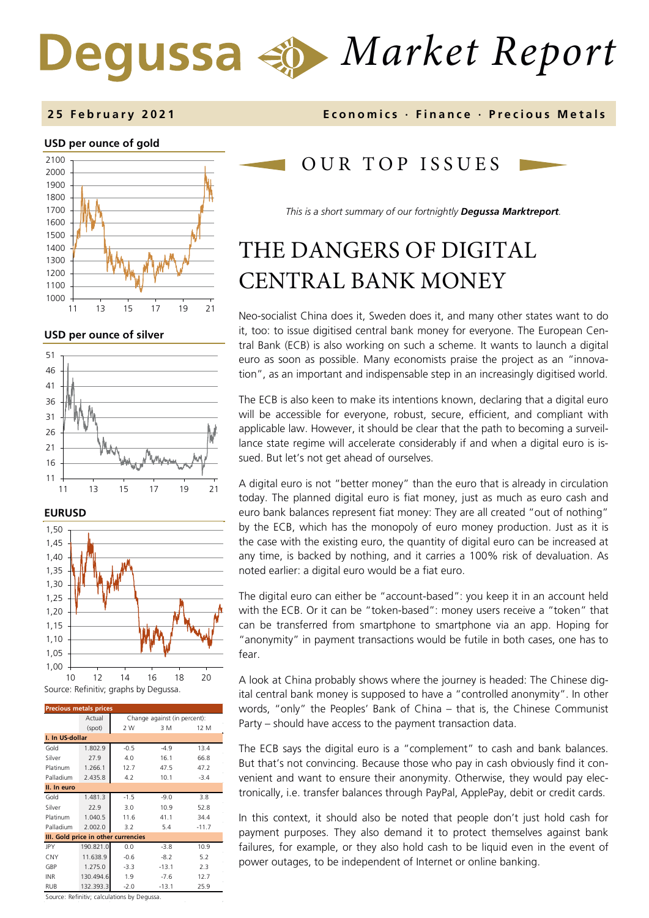# Degussa Market Report

**25 February 2021** — Economics · Finance · Precious Metals

**USD per ounce of gold**

**USD per ounce of silver**

**EURUSD**

Source: Refinitiv; graphs by Degussa.

| Precious metals prices | Actual | Change against (in percent): | | |
|---|---|---|---|---|
| | (spot) | 2 W | 3 M | 12 M |
| **I. In US-dollar** | | | | |
| Gold | 1.802.9 | -0.5 | -4.9 | 13.4 |
| Silver | 27.9 | 4.0 | 16.1 | 66.8 |
| Platinum | 1.266.1 | 12.7 | 47.5 | 47.2 |
| Palladium | 2.435.8 | 4.2 | 10.1 | -3.4 |
| **II. In euro** | | | | |
| Gold | 1.481.3 | -1.5 | -9.0 | 3.8 |
| Silver | 22.9 | 3.0 | 10.9 | 52.8 |
| Platinum | 1.040.5 | 11.6 | 41.1 | 34.4 |
| Palladium | 2.002.0 | 3.2 | 5.4 | -11.7 |
| **III. Gold price in other currencies** | | | | |
| JPY | 190.821.0 | 0.0 | -3.8 | 10.9 |
| CNY | 11.638.9 | -0.6 | -8.2 | 5.2 |
| GBP | 1.275.0 | -3.3 | -13.1 | 2.3 |
| INR | 130.494.6 | 1.9 | -7.6 | 12.7 |
| RUB | 132.393.3 | -2.0 | -13.1 | 25.9 |

Source: Refinitiv; calculations by Degussa.

## OUR TOP ISSUES

*This is a short summary of our fortnightly **Degussa Marktreport**.*

# THE DANGERS OF DIGITAL CENTRAL BANK MONEY

Neo-socialist China does it, Sweden does it, and many other states want to do it, too: to issue digitised central bank money for everyone. The European Central Bank (ECB) is also working on such a scheme. It wants to launch a digital euro as soon as possible. Many economists praise the project as an "innovation", as an important and indispensable step in an increasingly digitised world.

The ECB is also keen to make its intentions known, declaring that a digital euro will be accessible for everyone, robust, secure, efficient, and compliant with applicable law. However, it should be clear that the path to becoming a surveillance state regime will accelerate considerably if and when a digital euro is issued. But let's not get ahead of ourselves.

A digital euro is not "better money" than the euro that is already in circulation today. The planned digital euro is fiat money, just as much as euro cash and euro bank balances represent fiat money: They are all created "out of nothing" by the ECB, which has the monopoly of euro money production. Just as it is the case with the existing euro, the quantity of digital euro can be increased at any time, is backed by nothing, and it carries a 100% risk of devaluation. As noted earlier: a digital euro would be a fiat euro.

The digital euro can either be "account-based": you keep it in an account held with the ECB. Or it can be "token-based": money users receive a "token" that can be transferred from smartphone to smartphone via an app. Hoping for "anonymity" in payment transactions would be futile in both cases, one has to fear.

A look at China probably shows where the journey is headed: The Chinese digital central bank money is supposed to have a "controlled anonymity". In other words, "only" the Peoples' Bank of China – that is, the Chinese Communist Party – should have access to the payment transaction data.

The ECB says the digital euro is a "complement" to cash and bank balances. But that's not convincing. Because those who pay in cash obviously find it convenient and want to ensure their anonymity. Otherwise, they would pay electronically, i.e. transfer balances through PayPal, ApplePay, debit or credit cards.

In this context, it should also be noted that people don't just hold cash for payment purposes. They also demand it to protect themselves against bank failures, for example, or they also hold cash to be liquid even in the event of power outages, to be independent of Internet or online banking.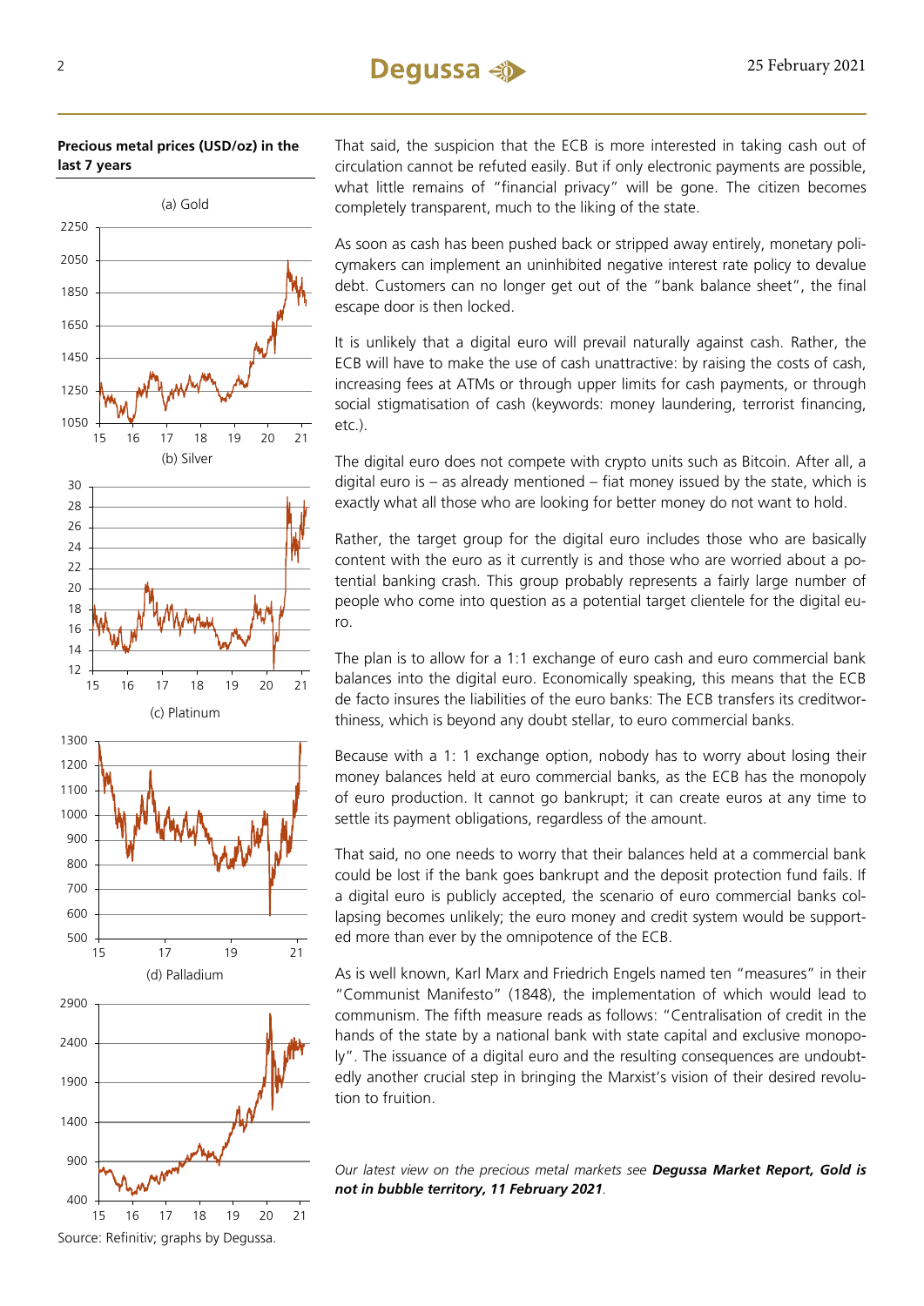**Precious metal prices (USD/oz) in the last 7 years**

(a) Gold

(b) Silver

(c) Platinum

(d) Palladium

Source: Refinitiv; graphs by Degussa.

That said, the suspicion that the ECB is more interested in taking cash out of circulation cannot be refuted easily. But if only electronic payments are possible, what little remains of "financial privacy" will be gone. The citizen becomes completely transparent, much to the liking of the state.

As soon as cash has been pushed back or stripped away entirely, monetary policymakers can implement an uninhibited negative interest rate policy to devalue debt. Customers can no longer get out of the "bank balance sheet", the final escape door is then locked.

It is unlikely that a digital euro will prevail naturally against cash. Rather, the ECB will have to make the use of cash unattractive: by raising the costs of cash, increasing fees at ATMs or through upper limits for cash payments, or through social stigmatisation of cash (keywords: money laundering, terrorist financing, etc.).

The digital euro does not compete with crypto units such as Bitcoin. After all, a digital euro is – as already mentioned – fiat money issued by the state, which is exactly what all those who are looking for better money do not want to hold.

Rather, the target group for the digital euro includes those who are basically content with the euro as it currently is and those who are worried about a potential banking crash. This group probably represents a fairly large number of people who come into question as a potential target clientele for the digital euro.

The plan is to allow for a 1:1 exchange of euro cash and euro commercial bank balances into the digital euro. Economically speaking, this means that the ECB de facto insures the liabilities of the euro banks: The ECB transfers its creditworthiness, which is beyond any doubt stellar, to euro commercial banks.

Because with a 1: 1 exchange option, nobody has to worry about losing their money balances held at euro commercial banks, as the ECB has the monopoly of euro production. It cannot go bankrupt; it can create euros at any time to settle its payment obligations, regardless of the amount.

That said, no one needs to worry that their balances held at a commercial bank could be lost if the bank goes bankrupt and the deposit protection fund fails. If a digital euro is publicly accepted, the scenario of euro commercial banks collapsing becomes unlikely; the euro money and credit system would be supported more than ever by the omnipotence of the ECB.

As is well known, Karl Marx and Friedrich Engels named ten "measures" in their "Communist Manifesto" (1848), the implementation of which would lead to communism. The fifth measure reads as follows: "Centralisation of credit in the hands of the state by a national bank with state capital and exclusive monopoly". The issuance of a digital euro and the resulting consequences are undoubtedly another crucial step in bringing the Marxist's vision of their desired revolution to fruition.

*Our latest view on the precious metal markets see* ***Degussa Market Report, Gold is not in bubble territory, 11 February 2021****.*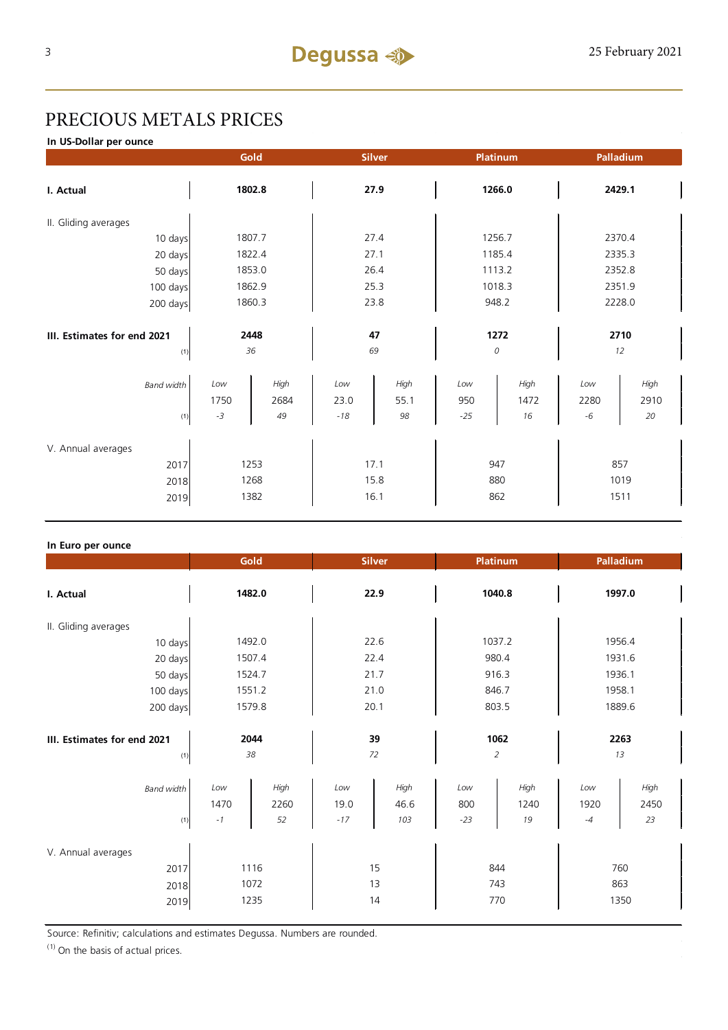# PRECIOUS METALS PRICES

**In US-Dollar per ounce**

| | Gold | | Silver | | Platinum | | Palladium | |
|---|---|---|---|---|---|---|---|---|
| **I. Actual** | **1802.8** | | **27.9** | | **1266.0** | | **2429.1** | |
| II. Gliding averages | | | | | | | | |
| 10 days | 1807.7 | | 27.4 | | 1256.7 | | 2370.4 | |
| 20 days | 1822.4 | | 27.1 | | 1185.4 | | 2335.3 | |
| 50 days | 1853.0 | | 26.4 | | 1113.2 | | 2352.8 | |
| 100 days | 1862.9 | | 25.3 | | 1018.3 | | 2351.9 | |
| 200 days | 1860.3 | | 23.8 | | 948.2 | | 2228.0 | |
| **III. Estimates for end 2021** | **2448** | | **47** | | **1272** | | **2710** | |
| (1) | *36* | | *69* | | *0* | | *12* | |
| *Band width* | *Low* | *High* | *Low* | *High* | *Low* | *High* | *Low* | *High* |
| | 1750 | 2684 | 23.0 | 55.1 | 950 | 1472 | 2280 | 2910 |
| (1) | *-3* | *49* | *-18* | *98* | *-25* | *16* | *-6* | *20* |
| V. Annual averages | | | | | | | | |
| 2017 | 1253 | | 17.1 | | 947 | | 857 | |
| 2018 | 1268 | | 15.8 | | 880 | | 1019 | |
| 2019 | 1382 | | 16.1 | | 862 | | 1511 | |

**In Euro per ounce**

| | Gold | | Silver | | Platinum | | Palladium | |
|---|---|---|---|---|---|---|---|---|
| **I. Actual** | **1482.0** | | **22.9** | | **1040.8** | | **1997.0** | |
| II. Gliding averages | | | | | | | | |
| 10 days | 1492.0 | | 22.6 | | 1037.2 | | 1956.4 | |
| 20 days | 1507.4 | | 22.4 | | 980.4 | | 1931.6 | |
| 50 days | 1524.7 | | 21.7 | | 916.3 | | 1936.1 | |
| 100 days | 1551.2 | | 21.0 | | 846.7 | | 1958.1 | |
| 200 days | 1579.8 | | 20.1 | | 803.5 | | 1889.6 | |
| **III. Estimates for end 2021** | **2044** | | **39** | | **1062** | | **2263** | |
| (1) | *38* | | *72* | | *2* | | *13* | |
| *Band width* | *Low* | *High* | *Low* | *High* | *Low* | *High* | *Low* | *High* |
| | 1470 | 2260 | 19.0 | 46.6 | 800 | 1240 | 1920 | 2450 |
| (1) | *-1* | *52* | *-17* | *103* | *-23* | *19* | *-4* | *23* |
| V. Annual averages | | | | | | | | |
| 2017 | 1116 | | 15 | | 844 | | 760 | |
| 2018 | 1072 | | 13 | | 743 | | 863 | |
| 2019 | 1235 | | 14 | | 770 | | 1350 | |

Source: Refinitiv; calculations and estimates Degussa. Numbers are rounded.

(1) On the basis of actual prices.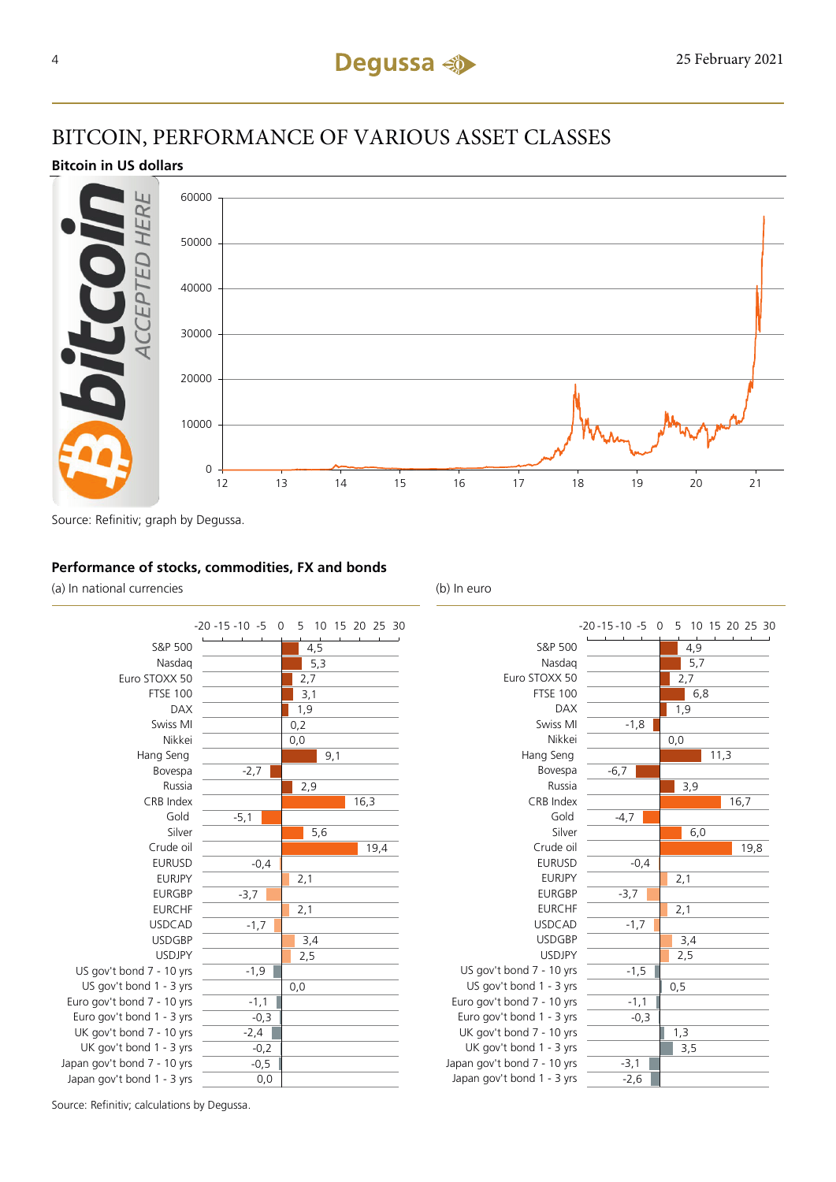# BITCOIN, PERFORMANCE OF VARIOUS ASSET CLASSES

**Bitcoin in US dollars**

Source: Refinitiv; graph by Degussa.

**Performance of stocks, commodities, FX and bonds**

| | (a) In national currencies | (b) In euro |
|---|---|---|
| S&P 500 | 4,5 | 4,9 |
| Nasdaq | 5,3 | 5,7 |
| Euro STOXX 50 | 2,7 | 2,7 |
| FTSE 100 | 3,1 | 6,8 |
| DAX | 1,9 | 1,9 |
| Swiss MI | 0,2 | -1,8 |
| Nikkei | 0,0 | 0,0 |
| Hang Seng | 9,1 | 11,3 |
| Bovespa | -2,7 | -6,7 |
| Russia | 2,9 | 3,9 |
| CRB Index | 16,3 | 16,7 |
| Gold | -5,1 | -4,7 |
| Silver | 5,6 | 6,0 |
| Crude oil | 19,4 | 19,8 |
| EURUSD | -0,4 | -0,4 |
| EURJPY | 2,1 | 2,1 |
| EURGBP | -3,7 | -3,7 |
| EURCHF | 2,1 | 2,1 |
| USDCAD | -1,7 | -1,7 |
| USDGBP | 3,4 | 3,4 |
| USDJPY | 2,5 | 2,5 |
| US gov't bond 7 - 10 yrs | -1,9 | -1,5 |
| US gov't bond 1 - 3 yrs | 0,0 | 0,5 |
| Euro gov't bond 7 - 10 yrs | -1,1 | -1,1 |
| Euro gov't bond 1 - 3 yrs | -0,3 | -0,3 |
| UK gov't bond 7 - 10 yrs | -2,4 | 1,3 |
| UK gov't bond 1 - 3 yrs | -0,2 | 3,5 |
| Japan gov't bond 7 - 10 yrs | -0,5 | -3,1 |
| Japan gov't bond 1 - 3 yrs | 0,0 | -2,6 |

Source: Refinitiv; calculations by Degussa.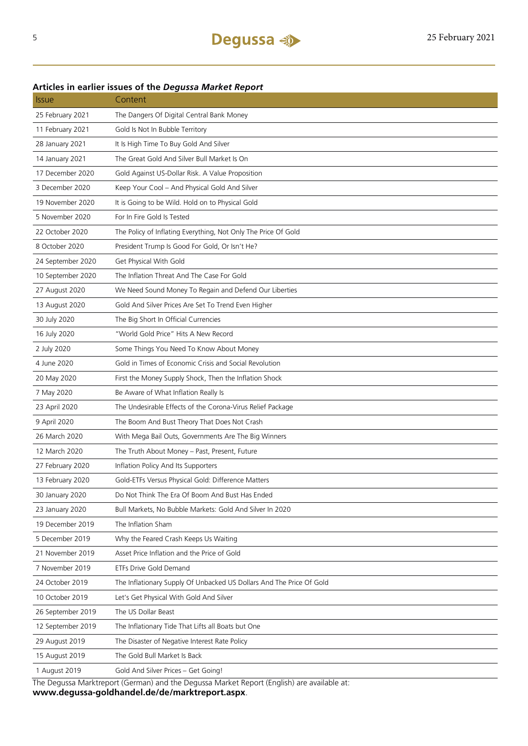### Articles in earlier issues of the *Degussa Market Report*

| Issue | Content |
|---|---|
| 25 February 2021 | The Dangers Of Digital Central Bank Money |
| 11 February 2021 | Gold Is Not In Bubble Territory |
| 28 January 2021 | It Is High Time To Buy Gold And Silver |
| 14 January 2021 | The Great Gold And Silver Bull Market Is On |
| 17 December 2020 | Gold Against US-Dollar Risk. A Value Proposition |
| 3 December 2020 | Keep Your Cool – And Physical Gold And Silver |
| 19 November 2020 | It is Going to be Wild. Hold on to Physical Gold |
| 5 November 2020 | For In Fire Gold Is Tested |
| 22 October 2020 | The Policy of Inflating Everything, Not Only The Price Of Gold |
| 8 October 2020 | President Trump Is Good For Gold, Or Isn't He? |
| 24 September 2020 | Get Physical With Gold |
| 10 September 2020 | The Inflation Threat And The Case For Gold |
| 27 August 2020 | We Need Sound Money To Regain and Defend Our Liberties |
| 13 August 2020 | Gold And Silver Prices Are Set To Trend Even Higher |
| 30 July 2020 | The Big Short In Official Currencies |
| 16 July 2020 | "World Gold Price" Hits A New Record |
| 2 July 2020 | Some Things You Need To Know About Money |
| 4 June 2020 | Gold in Times of Economic Crisis and Social Revolution |
| 20 May 2020 | First the Money Supply Shock, Then the Inflation Shock |
| 7 May 2020 | Be Aware of What Inflation Really Is |
| 23 April 2020 | The Undesirable Effects of the Corona-Virus Relief Package |
| 9 April 2020 | The Boom And Bust Theory That Does Not Crash |
| 26 March 2020 | With Mega Bail Outs, Governments Are The Big Winners |
| 12 March 2020 | The Truth About Money – Past, Present, Future |
| 27 February 2020 | Inflation Policy And Its Supporters |
| 13 February 2020 | Gold-ETFs Versus Physical Gold: Difference Matters |
| 30 January 2020 | Do Not Think The Era Of Boom And Bust Has Ended |
| 23 January 2020 | Bull Markets, No Bubble Markets: Gold And Silver In 2020 |
| 19 December 2019 | The Inflation Sham |
| 5 December 2019 | Why the Feared Crash Keeps Us Waiting |
| 21 November 2019 | Asset Price Inflation and the Price of Gold |
| 7 November 2019 | ETFs Drive Gold Demand |
| 24 October 2019 | The Inflationary Supply Of Unbacked US Dollars And The Price Of Gold |
| 10 October 2019 | Let's Get Physical With Gold And Silver |
| 26 September 2019 | The US Dollar Beast |
| 12 September 2019 | The Inflationary Tide That Lifts all Boats but One |
| 29 August 2019 | The Disaster of Negative Interest Rate Policy |
| 15 August 2019 | The Gold Bull Market Is Back |
| 1 August 2019 | Gold And Silver Prices – Get Going! |

The Degussa Marktreport (German) and the Degussa Market Report (English) are available at: **www.degussa-goldhandel.de/de/marktreport.aspx**.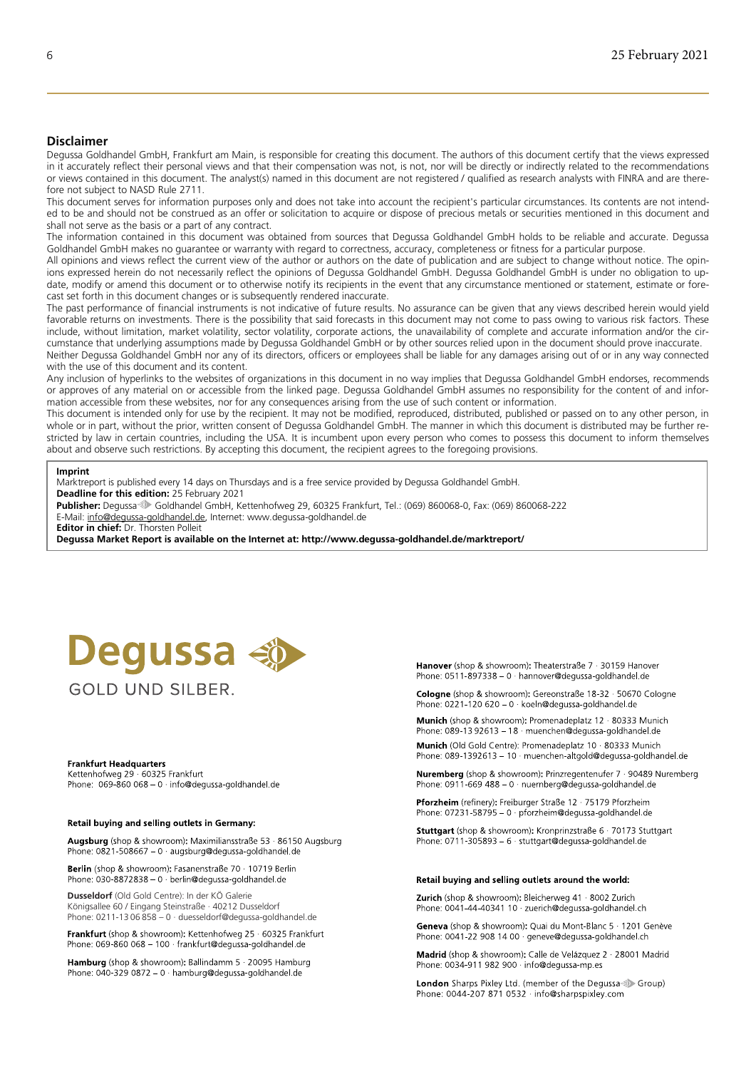## Disclaimer

Degussa Goldhandel GmbH, Frankfurt am Main, is responsible for creating this document. The authors of this document certify that the views expressed in it accurately reflect their personal views and that their compensation was not, is not, nor will be directly or indirectly related to the recommendations or views contained in this document. The analyst(s) named in this document are not registered / qualified as research analysts with FINRA and are therefore not subject to NASD Rule 2711.

This document serves for information purposes only and does not take into account the recipient's particular circumstances. Its contents are not intended to be and should not be construed as an offer or solicitation to acquire or dispose of precious metals or securities mentioned in this document and shall not serve as the basis or a part of any contract.

The information contained in this document was obtained from sources that Degussa Goldhandel GmbH holds to be reliable and accurate. Degussa Goldhandel GmbH makes no guarantee or warranty with regard to correctness, accuracy, completeness or fitness for a particular purpose.

All opinions and views reflect the current view of the author or authors on the date of publication and are subject to change without notice. The opinions expressed herein do not necessarily reflect the opinions of Degussa Goldhandel GmbH. Degussa Goldhandel GmbH is under no obligation to update, modify or amend this document or to otherwise notify its recipients in the event that any circumstance mentioned or statement, estimate or forecast set forth in this document changes or is subsequently rendered inaccurate.

The past performance of financial instruments is not indicative of future results. No assurance can be given that any views described herein would yield favorable returns on investments. There is the possibility that said forecasts in this document may not come to pass owing to various risk factors. These include, without limitation, market volatility, sector volatility, corporate actions, the unavailability of complete and accurate information and/or the circumstance that underlying assumptions made by Degussa Goldhandel GmbH or by other sources relied upon in the document should prove inaccurate.

Neither Degussa Goldhandel GmbH nor any of its directors, officers or employees shall be liable for any damages arising out of or in any way connected with the use of this document and its content.

Any inclusion of hyperlinks to the websites of organizations in this document in no way implies that Degussa Goldhandel GmbH endorses, recommends or approves of any material on or accessible from the linked page. Degussa Goldhandel GmbH assumes no responsibility for the content of and information accessible from these websites, nor for any consequences arising from the use of such content or information.

This document is intended only for use by the recipient. It may not be modified, reproduced, distributed, published or passed on to any other person, in whole or in part, without the prior, written consent of Degussa Goldhandel GmbH. The manner in which this document is distributed may be further restricted by law in certain countries, including the USA. It is incumbent upon every person who comes to possess this document to inform themselves about and observe such restrictions. By accepting this document, the recipient agrees to the foregoing provisions.

**Imprint**
Marktreport is published every 14 days on Thursdays and is a free service provided by Degussa Goldhandel GmbH.
**Deadline for this edition:** 25 February 2021
**Publisher:** Degussa Goldhandel GmbH, Kettenhofweg 29, 60325 Frankfurt, Tel.: (069) 860068-0, Fax: (069) 860068-222
E-Mail: info@degussa-goldhandel.de, Internet: www.degussa-goldhandel.de
**Editor in chief:** Dr. Thorsten Polleit
**Degussa Market Report is available on the Internet at: http://www.degussa-goldhandel.de/marktreport/**

**Degussa**
GOLD UND SILBER.

**Frankfurt Headquarters**
Kettenhofweg 29 · 60325 Frankfurt
Phone: 069-860 068 – 0 · info@degussa-goldhandel.de

**Retail buying and selling outlets in Germany:**

**Augsburg** (shop & showroom): Maximiliansstraße 53 · 86150 Augsburg
Phone: 0821-508667 – 0 · augsburg@degussa-goldhandel.de

**Berlin** (shop & showroom): Fasanenstraße 70 · 10719 Berlin
Phone: 030-8872838 – 0 · berlin@degussa-goldhandel.de

**Dusseldorf** (Old Gold Centre): In der KÖ Galerie
Königsallee 60 / Eingang Steinstraße · 40212 Dusseldorf
Phone: 0211-13 06 858 – 0 · duesseldorf@degussa-goldhandel.de

**Frankfurt** (shop & showroom): Kettenhofweg 25 · 60325 Frankfurt
Phone: 069-860 068 – 100 · frankfurt@degussa-goldhandel.de

**Hamburg** (shop & showroom): Ballindamm 5 · 20095 Hamburg
Phone: 040-329 0872 – 0 · hamburg@degussa-goldhandel.de

**Hanover** (shop & showroom): Theaterstraße 7 · 30159 Hanover
Phone: 0511-897338 – 0 · hannover@degussa-goldhandel.de

**Cologne** (shop & showroom): Gereonstraße 18-32 · 50670 Cologne
Phone: 0221-120 620 – 0 · koeln@degussa-goldhandel.de

**Munich** (shop & showroom): Promenadeplatz 12 · 80333 Munich
Phone: 089-13 92613 – 18 · muenchen@degussa-goldhandel.de

**Munich** (Old Gold Centre): Promenadeplatz 10 · 80333 Munich
Phone: 089-1392613 – 10 · muenchen-altgold@degussa-goldhandel.de

**Nuremberg** (shop & showroom): Prinzregentenufer 7 · 90489 Nuremberg
Phone: 0911-669 488 – 0 · nuernberg@degussa-goldhandel.de

**Pforzheim** (refinery): Freiburger Straße 12 · 75179 Pforzheim
Phone: 07231-58795 – 0 · pforzheim@degussa-goldhandel.de

**Stuttgart** (shop & showroom): Kronprinzstraße 6 · 70173 Stuttgart
Phone: 0711-305893 – 6 · stuttgart@degussa-goldhandel.de

**Retail buying and selling outlets around the world:**

**Zurich** (shop & showroom): Bleicherweg 41 · 8002 Zurich
Phone: 0041-44-40341 10 · zuerich@degussa-goldhandel.ch

**Geneva** (shop & showroom): Quai du Mont-Blanc 5 · 1201 Genève
Phone: 0041-22 908 14 00 · geneve@degussa-goldhandel.ch

**Madrid** (shop & showroom): Calle de Velázquez 2 · 28001 Madrid
Phone: 0034-911 982 900 · info@degussa-mp.es

**London** Sharps Pixley Ltd. (member of the Degussa Group)
Phone: 0044-207 871 0532 · info@sharpspixley.com